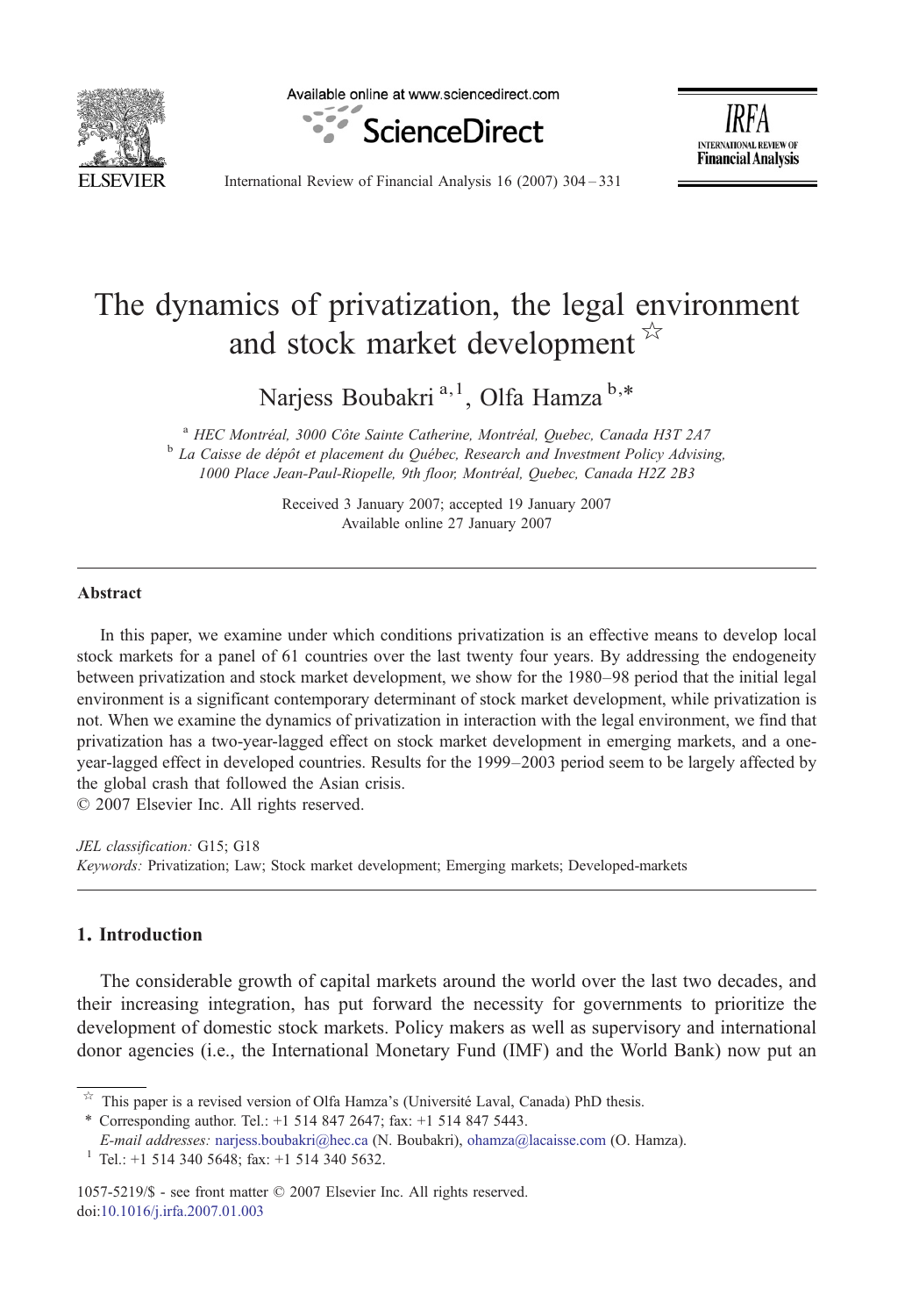# The dynamics of privatization, the legal environment and stock market development ☆

Narjess Boubakri [a,1], Olfa Hamza [b,*]

[a] HEC Montréal, 3000 Côte Sainte Catherine, Montréal, Quebec, Canada H3T 2A7
[b] La Caisse de dépôt et placement du Québec, Research and Investment Policy Advising, 1000 Place Jean-Paul-Riopelle, 9th floor, Montréal, Quebec, Canada H2Z 2B3

Received 3 January 2007; accepted 19 January 2007
Available online 27 January 2007

## Abstract

In this paper, we examine under which conditions privatization is an effective means to develop local stock markets for a panel of 61 countries over the last twenty four years. By addressing the endogeneity between privatization and stock market development, we show for the 1980–98 period that the initial legal environment is a significant contemporary determinant of stock market development, while privatization is not. When we examine the dynamics of privatization in interaction with the legal environment, we find that privatization has a two-year-lagged effect on stock market development in emerging markets, and a one-year-lagged effect in developed countries. Results for the 1999–2003 period seem to be largely affected by the global crash that followed the Asian crisis.

© 2007 Elsevier Inc. All rights reserved.

*JEL classification:* G15; G18

*Keywords:* Privatization; Law; Stock market development; Emerging markets; Developed-markets

## 1. Introduction

The considerable growth of capital markets around the world over the last two decades, and their increasing integration, has put forward the necessity for governments to prioritize the development of domestic stock markets. Policy makers as well as supervisory and international donor agencies (i.e., the International Monetary Fund (IMF) and the World Bank) now put an

---

☆ This paper is a revised version of Olfa Hamza's (Université Laval, Canada) PhD thesis.

\* Corresponding author. Tel.: +1 514 847 2647; fax: +1 514 847 5443.

*E-mail addresses:* narjess.boubakri@hec.ca (N. Boubakri), ohamza@lacaisse.com (O. Hamza).

[1] Tel.: +1 514 340 5648; fax: +1 514 340 5632.

1057-5219/$ - see front matter © 2007 Elsevier Inc. All rights reserved.
doi:10.1016/j.irfa.2007.01.003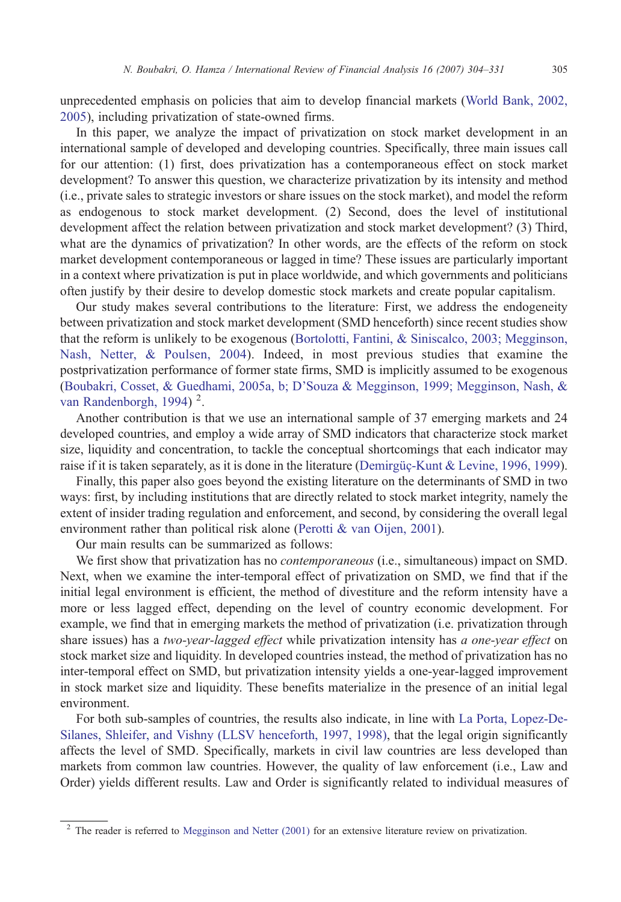unprecedented emphasis on policies that aim to develop financial markets (World Bank, 2002, 2005), including privatization of state-owned firms.

In this paper, we analyze the impact of privatization on stock market development in an international sample of developed and developing countries. Specifically, three main issues call for our attention: (1) first, does privatization has a contemporaneous effect on stock market development? To answer this question, we characterize privatization by its intensity and method (i.e., private sales to strategic investors or share issues on the stock market), and model the reform as endogenous to stock market development. (2) Second, does the level of institutional development affect the relation between privatization and stock market development? (3) Third, what are the dynamics of privatization? In other words, are the effects of the reform on stock market development contemporaneous or lagged in time? These issues are particularly important in a context where privatization is put in place worldwide, and which governments and politicians often justify by their desire to develop domestic stock markets and create popular capitalism.

Our study makes several contributions to the literature: First, we address the endogeneity between privatization and stock market development (SMD henceforth) since recent studies show that the reform is unlikely to be exogenous (Bortolotti, Fantini, & Siniscalco, 2003; Megginson, Nash, Netter, & Poulsen, 2004). Indeed, in most previous studies that examine the postprivatization performance of former state firms, SMD is implicitly assumed to be exogenous (Boubakri, Cosset, & Guedhami, 2005a, b; D'Souza & Megginson, 1999; Megginson, Nash, & van Randenborgh, 1994) [2].

Another contribution is that we use an international sample of 37 emerging markets and 24 developed countries, and employ a wide array of SMD indicators that characterize stock market size, liquidity and concentration, to tackle the conceptual shortcomings that each indicator may raise if it is taken separately, as it is done in the literature (Demirgüç-Kunt & Levine, 1996, 1999).

Finally, this paper also goes beyond the existing literature on the determinants of SMD in two ways: first, by including institutions that are directly related to stock market integrity, namely the extent of insider trading regulation and enforcement, and second, by considering the overall legal environment rather than political risk alone (Perotti & van Oijen, 2001).

Our main results can be summarized as follows:

We first show that privatization has no *contemporaneous* (i.e., simultaneous) impact on SMD. Next, when we examine the inter-temporal effect of privatization on SMD, we find that if the initial legal environment is efficient, the method of divestiture and the reform intensity have a more or less lagged effect, depending on the level of country economic development. For example, we find that in emerging markets the method of privatization (i.e. privatization through share issues) has a *two-year-lagged effect* while privatization intensity has *a one-year effect* on stock market size and liquidity. In developed countries instead, the method of privatization has no inter-temporal effect on SMD, but privatization intensity yields a one-year-lagged improvement in stock market size and liquidity. These benefits materialize in the presence of an initial legal environment.

For both sub-samples of countries, the results also indicate, in line with La Porta, Lopez-De-Silanes, Shleifer, and Vishny (LLSV henceforth, 1997, 1998), that the legal origin significantly affects the level of SMD. Specifically, markets in civil law countries are less developed than markets from common law countries. However, the quality of law enforcement (i.e., Law and Order) yields different results. Law and Order is significantly related to individual measures of

[2] The reader is referred to Megginson and Netter (2001) for an extensive literature review on privatization.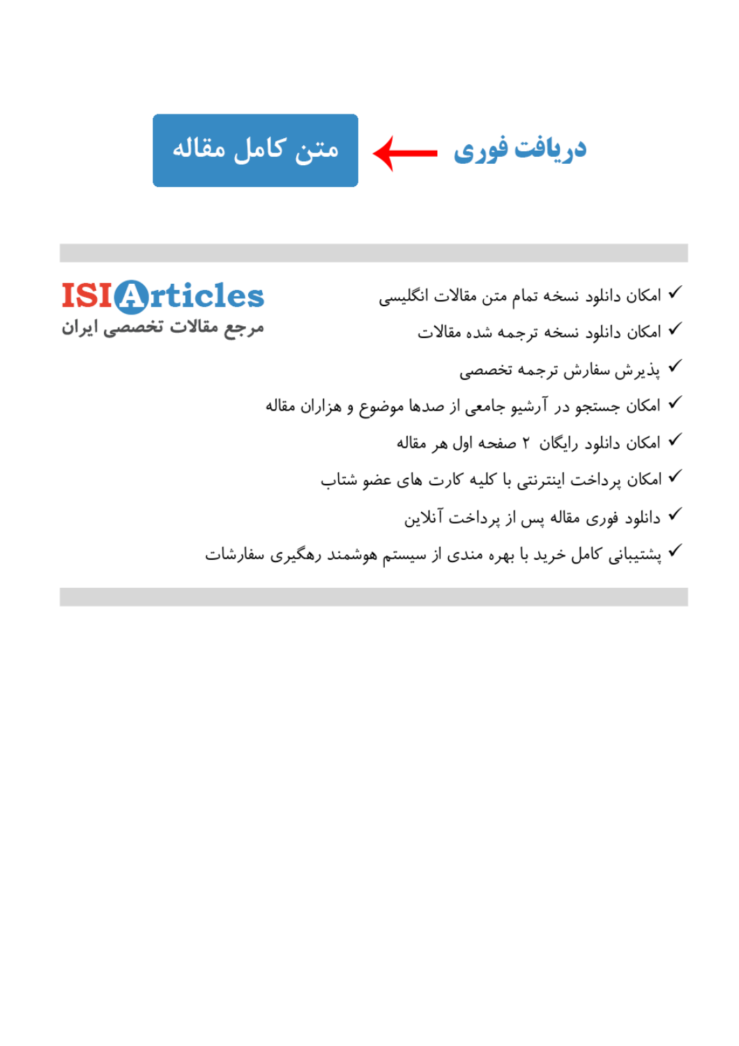دریافت فوری ← **متن کامل مقاله**

**ISIArticles**

مرجع مقالات تخصصی ایران

- ✓ امکان دانلود نسخه تمام متن مقالات انگلیسی
- ✓ امکان دانلود نسخه ترجمه شده مقالات
- ✓ پذیرش سفارش ترجمه تخصصی
- ✓ امکان جستجو در آرشیو جامعی از صدها موضوع و هزاران مقاله
- ✓ امکان دانلود رایگان ۲ صفحه اول هر مقاله
- ✓ امکان پرداخت اینترنتی با کلیه کارت های عضو شتاب
- ✓ دانلود فوری مقاله پس از پرداخت آنلاین
- ✓ پشتیبانی کامل خرید با بهره مندی از سیستم هوشمند رهگیری سفارشات